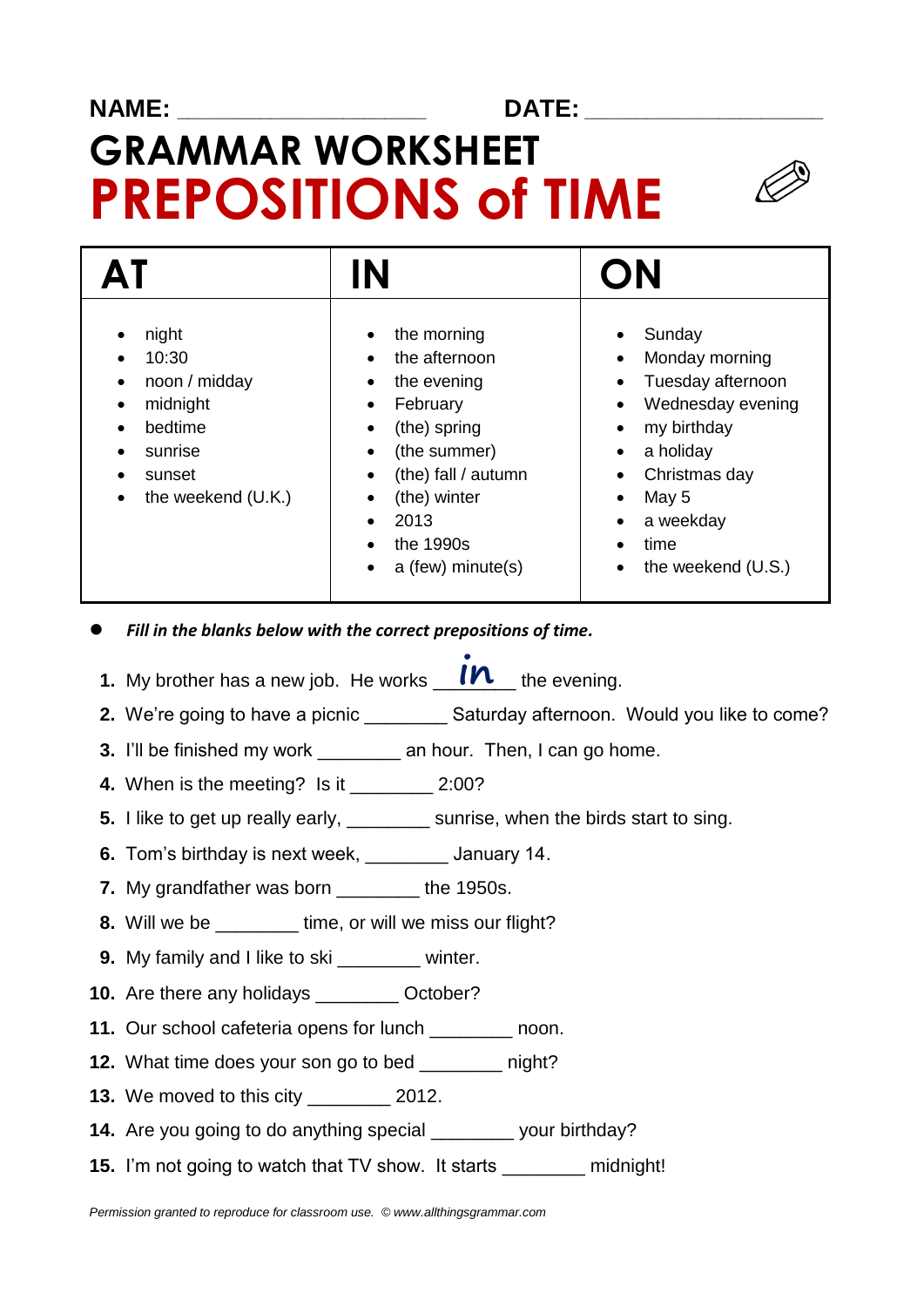**NAME:** ____________________ **DATE:** ____________________

# GRAMMAR WORKSHEET
# PREPOSITIONS of TIME

| AT | IN | ON |
|---|---|---|
| • night<br>• 10:30<br>• noon / midday<br>• midnight<br>• bedtime<br>• sunrise<br>• sunset<br>• the weekend (U.K.) | • the morning<br>• the afternoon<br>• the evening<br>• February<br>• (the) spring<br>• (the summer)<br>• (the) fall / autumn<br>• (the) winter<br>• 2013<br>• the 1990s<br>• a (few) minute(s) | • Sunday<br>• Monday morning<br>• Tuesday afternoon<br>• Wednesday evening<br>• my birthday<br>• a holiday<br>• Christmas day<br>• May 5<br>• a weekday<br>• time<br>• the weekend (U.S.) |

- ***Fill in the blanks below with the correct prepositions of time.***

1. My brother has a new job. He works __in__ the evening.
2. We're going to have a picnic ________ Saturday afternoon. Would you like to come?
3. I'll be finished my work ________ an hour. Then, I can go home.
4. When is the meeting? Is it ________ 2:00?
5. I like to get up really early, ________ sunrise, when the birds start to sing.
6. Tom's birthday is next week, ________ January 14.
7. My grandfather was born ________ the 1950s.
8. Will we be ________ time, or will we miss our flight?
9. My family and I like to ski ________ winter.
10. Are there any holidays ________ October?
11. Our school cafeteria opens for lunch ________ noon.
12. What time does your son go to bed ________ night?
13. We moved to this city ________ 2012.
14. Are you going to do anything special ________ your birthday?
15. I'm not going to watch that TV show. It starts ________ midnight!

*Permission granted to reproduce for classroom use. © www.allthingsgrammar.com*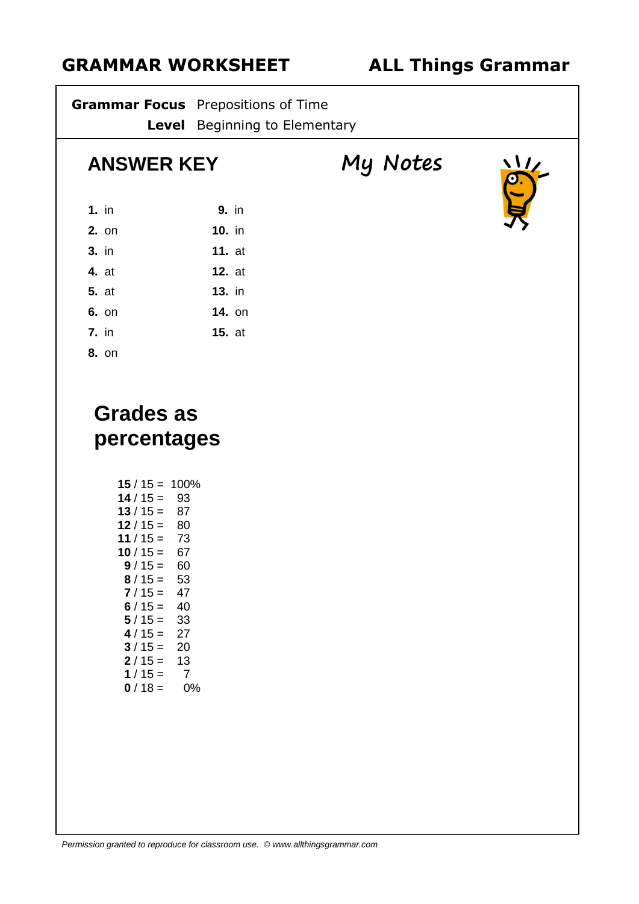## GRAMMAR WORKSHEET

## ALL Things Grammar

**Grammar Focus** Prepositions of Time
**Level** Beginning to Elementary

## ANSWER KEY

**1.** in
**2.** on
**3.** in
**4.** at
**5.** at
**6.** on
**7.** in
**8.** on
**9.** in
**10.** in
**11.** at
**12.** at
**13.** in
**14.** on
**15.** at

## My Notes

## Grades as percentages

**15** / 15 = 100%
**14** / 15 = 93
**13** / 15 = 87
**12** / 15 = 80
**11** / 15 = 73
**10** / 15 = 67
**9** / 15 = 60
**8** / 15 = 53
**7** / 15 = 47
**6** / 15 = 40
**5** / 15 = 33
**4** / 15 = 27
**3** / 15 = 20
**2** / 15 = 13
**1** / 15 = 7
**0** / 18 = 0%

*Permission granted to reproduce for classroom use. © www.allthingsgrammar.com*